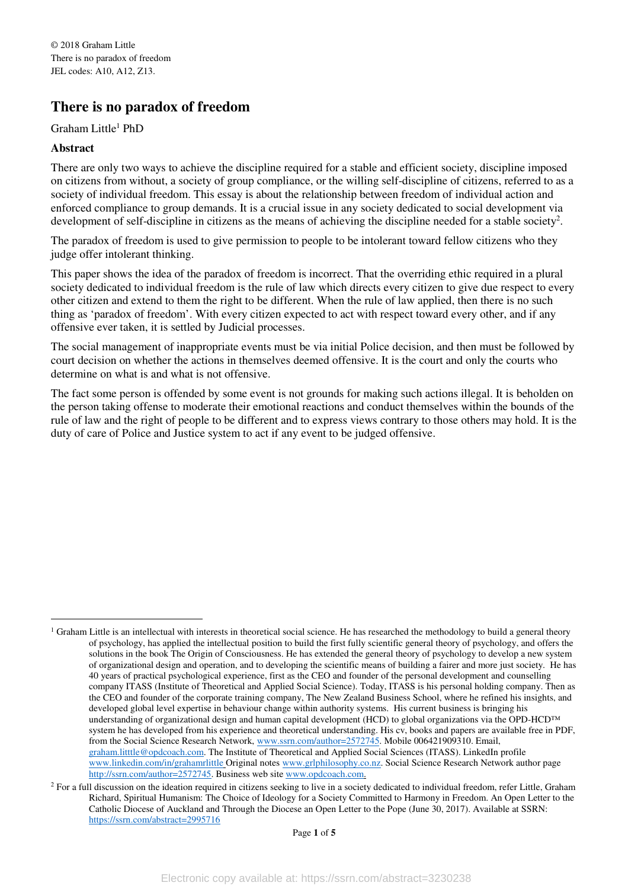© 2018 Graham Little
There is no paradox of freedom
JEL codes: A10, A12, Z13.

# There is no paradox of freedom

Graham Little[1] PhD

### Abstract

There are only two ways to achieve the discipline required for a stable and efficient society, discipline imposed on citizens from without, a society of group compliance, or the willing self-discipline of citizens, referred to as a society of individual freedom. This essay is about the relationship between freedom of individual action and enforced compliance to group demands. It is a crucial issue in any society dedicated to social development via development of self-discipline in citizens as the means of achieving the discipline needed for a stable society[2].

The paradox of freedom is used to give permission to people to be intolerant toward fellow citizens who they judge offer intolerant thinking.

This paper shows the idea of the paradox of freedom is incorrect. That the overriding ethic required in a plural society dedicated to individual freedom is the rule of law which directs every citizen to give due respect to every other citizen and extend to them the right to be different. When the rule of law applied, then there is no such thing as 'paradox of freedom'. With every citizen expected to act with respect toward every other, and if any offensive ever taken, it is settled by Judicial processes.

The social management of inappropriate events must be via initial Police decision, and then must be followed by court decision on whether the actions in themselves deemed offensive. It is the court and only the courts who determine on what is and what is not offensive.

The fact some person is offended by some event is not grounds for making such actions illegal. It is beholden on the person taking offense to moderate their emotional reactions and conduct themselves within the bounds of the rule of law and the right of people to be different and to express views contrary to those others may hold. It is the duty of care of Police and Justice system to act if any event to be judged offensive.

---

[1] Graham Little is an intellectual with interests in theoretical social science. He has researched the methodology to build a general theory of psychology, has applied the intellectual position to build the first fully scientific general theory of psychology, and offers the solutions in the book The Origin of Consciousness. He has extended the general theory of psychology to develop a new system of organizational design and operation, and to developing the scientific means of building a fairer and more just society. He has 40 years of practical psychological experience, first as the CEO and founder of the personal development and counselling company ITASS (Institute of Theoretical and Applied Social Science). Today, ITASS is his personal holding company. Then as the CEO and founder of the corporate training company, The New Zealand Business School, where he refined his insights, and developed global level expertise in behaviour change within authority systems. His current business is bringing his understanding of organizational design and human capital development (HCD) to global organizations via the OPD-HCD™ system he has developed from his experience and theoretical understanding. His cv, books and papers are available free in PDF, from the Social Science Research Network, www.ssrn.com/author=2572745. Mobile 006421909310. Email, graham.litttle@opdcoach.com. The Institute of Theoretical and Applied Social Sciences (ITASS). LinkedIn profile www.linkedin.com/in/grahamrlittle Original notes www.grlphilosophy.co.nz. Social Science Research Network author page http://ssrn.com/author=2572745. Business web site www.opdcoach.com.

[2] For a full discussion on the ideation required in citizens seeking to live in a society dedicated to individual freedom, refer Little, Graham Richard, Spiritual Humanism: The Choice of Ideology for a Society Committed to Harmony in Freedom. An Open Letter to the Catholic Diocese of Auckland and Through the Diocese an Open Letter to the Pope (June 30, 2017). Available at SSRN: https://ssrn.com/abstract=2995716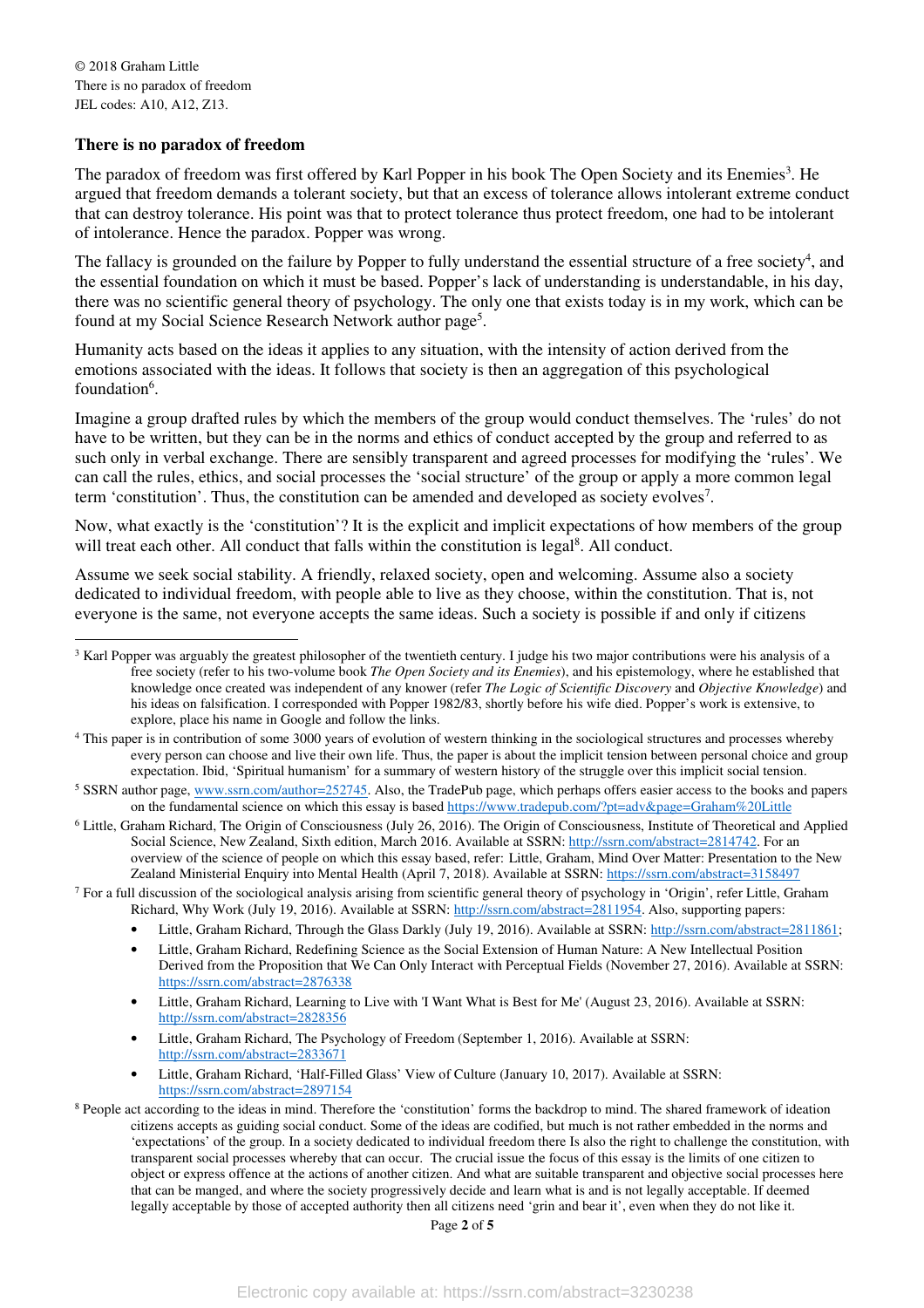© 2018 Graham Little
There is no paradox of freedom
JEL codes: A10, A12, Z13.

### There is no paradox of freedom

The paradox of freedom was first offered by Karl Popper in his book The Open Society and its Enemies[3]. He argued that freedom demands a tolerant society, but that an excess of tolerance allows intolerant extreme conduct that can destroy tolerance. His point was that to protect tolerance thus protect freedom, one had to be intolerant of intolerance. Hence the paradox. Popper was wrong.

The fallacy is grounded on the failure by Popper to fully understand the essential structure of a free society[4], and the essential foundation on which it must be based. Popper's lack of understanding is understandable, in his day, there was no scientific general theory of psychology. The only one that exists today is in my work, which can be found at my Social Science Research Network author page[5].

Humanity acts based on the ideas it applies to any situation, with the intensity of action derived from the emotions associated with the ideas. It follows that society is then an aggregation of this psychological foundation[6].

Imagine a group drafted rules by which the members of the group would conduct themselves. The 'rules' do not have to be written, but they can be in the norms and ethics of conduct accepted by the group and referred to as such only in verbal exchange. There are sensibly transparent and agreed processes for modifying the 'rules'. We can call the rules, ethics, and social processes the 'social structure' of the group or apply a more common legal term 'constitution'. Thus, the constitution can be amended and developed as society evolves[7].

Now, what exactly is the 'constitution'? It is the explicit and implicit expectations of how members of the group will treat each other. All conduct that falls within the constitution is legal[8]. All conduct.

Assume we seek social stability. A friendly, relaxed society, open and welcoming. Assume also a society dedicated to individual freedom, with people able to live as they choose, within the constitution. That is, not everyone is the same, not everyone accepts the same ideas. Such a society is possible if and only if citizens

---

[3] Karl Popper was arguably the greatest philosopher of the twentieth century. I judge his two major contributions were his analysis of a free society (refer to his two-volume book *The Open Society and its Enemies*), and his epistemology, where he established that knowledge once created was independent of any knower (refer *The Logic of Scientific Discovery* and *Objective Knowledge*) and his ideas on falsification. I corresponded with Popper 1982/83, shortly before his wife died. Popper's work is extensive, to explore, place his name in Google and follow the links.

[4] This paper is in contribution of some 3000 years of evolution of western thinking in the sociological structures and processes whereby every person can choose and live their own life. Thus, the paper is about the implicit tension between personal choice and group expectation. Ibid, 'Spiritual humanism' for a summary of western history of the struggle over this implicit social tension.

[5] SSRN author page, www.ssrn.com/author=252745. Also, the TradePub page, which perhaps offers easier access to the books and papers on the fundamental science on which this essay is based https://www.tradepub.com/?pt=adv&page=Graham%20Little

[6] Little, Graham Richard, The Origin of Consciousness (July 26, 2016). The Origin of Consciousness, Institute of Theoretical and Applied Social Science, New Zealand, Sixth edition, March 2016. Available at SSRN: http://ssrn.com/abstract=2814742. For an overview of the science of people on which this essay based, refer: Little, Graham, Mind Over Matter: Presentation to the New Zealand Ministerial Enquiry into Mental Health (April 7, 2018). Available at SSRN: https://ssrn.com/abstract=3158497

[7] For a full discussion of the sociological analysis arising from scientific general theory of psychology in 'Origin', refer Little, Graham Richard, Why Work (July 19, 2016). Available at SSRN: http://ssrn.com/abstract=2811954. Also, supporting papers:

- Little, Graham Richard, Through the Glass Darkly (July 19, 2016). Available at SSRN: http://ssrn.com/abstract=2811861;
- Little, Graham Richard, Redefining Science as the Social Extension of Human Nature: A New Intellectual Position Derived from the Proposition that We Can Only Interact with Perceptual Fields (November 27, 2016). Available at SSRN: https://ssrn.com/abstract=2876338
- Little, Graham Richard, Learning to Live with 'I Want What is Best for Me' (August 23, 2016). Available at SSRN: http://ssrn.com/abstract=2828356
- Little, Graham Richard, The Psychology of Freedom (September 1, 2016). Available at SSRN: http://ssrn.com/abstract=2833671
- Little, Graham Richard, 'Half-Filled Glass' View of Culture (January 10, 2017). Available at SSRN: https://ssrn.com/abstract=2897154

[8] People act according to the ideas in mind. Therefore the 'constitution' forms the backdrop to mind. The shared framework of ideation citizens accepts as guiding social conduct. Some of the ideas are codified, but much is not rather embedded in the norms and 'expectations' of the group. In a society dedicated to individual freedom there Is also the right to challenge the constitution, with transparent social processes whereby that can occur. The crucial issue the focus of this essay is the limits of one citizen to object or express offence at the actions of another citizen. And what are suitable transparent and objective social processes here that can be manged, and where the society progressively decide and learn what is and is not legally acceptable. If deemed legally acceptable by those of accepted authority then all citizens need 'grin and bear it', even when they do not like it.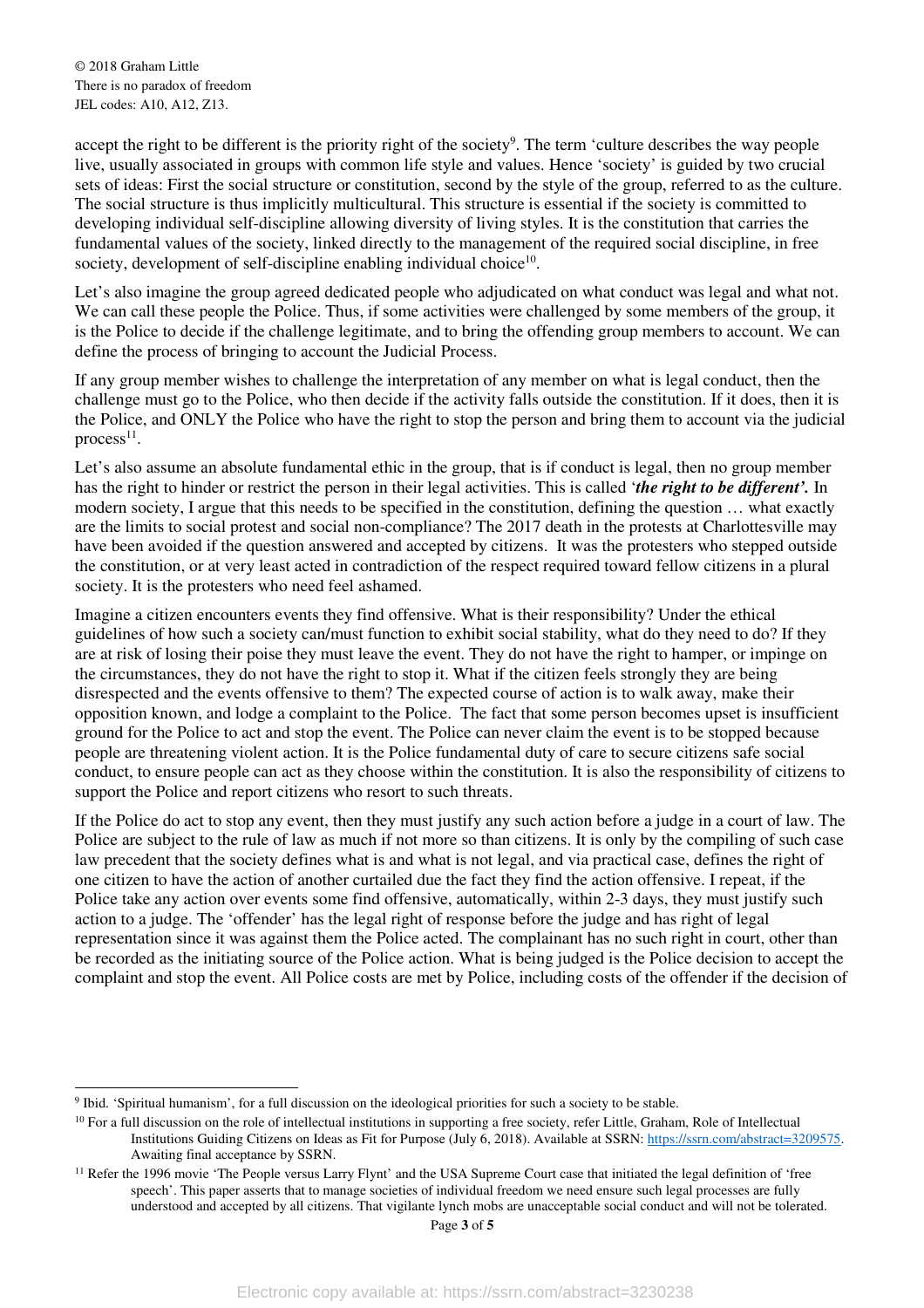accept the right to be different is the priority right of the society[9]. The term 'culture describes the way people live, usually associated in groups with common life style and values. Hence 'society' is guided by two crucial sets of ideas: First the social structure or constitution, second by the style of the group, referred to as the culture. The social structure is thus implicitly multicultural. This structure is essential if the society is committed to developing individual self-discipline allowing diversity of living styles. It is the constitution that carries the fundamental values of the society, linked directly to the management of the required social discipline, in free society, development of self-discipline enabling individual choice[10].

Let's also imagine the group agreed dedicated people who adjudicated on what conduct was legal and what not. We can call these people the Police. Thus, if some activities were challenged by some members of the group, it is the Police to decide if the challenge legitimate, and to bring the offending group members to account. We can define the process of bringing to account the Judicial Process.

If any group member wishes to challenge the interpretation of any member on what is legal conduct, then the challenge must go to the Police, who then decide if the activity falls outside the constitution. If it does, then it is the Police, and ONLY the Police who have the right to stop the person and bring them to account via the judicial process[11].

Let's also assume an absolute fundamental ethic in the group, that is if conduct is legal, then no group member has the right to hinder or restrict the person in their legal activities. This is called '***the right to be different'.*** In modern society, I argue that this needs to be specified in the constitution, defining the question … what exactly are the limits to social protest and social non-compliance? The 2017 death in the protests at Charlottesville may have been avoided if the question answered and accepted by citizens. It was the protesters who stepped outside the constitution, or at very least acted in contradiction of the respect required toward fellow citizens in a plural society. It is the protesters who need feel ashamed.

Imagine a citizen encounters events they find offensive. What is their responsibility? Under the ethical guidelines of how such a society can/must function to exhibit social stability, what do they need to do? If they are at risk of losing their poise they must leave the event. They do not have the right to hamper, or impinge on the circumstances, they do not have the right to stop it. What if the citizen feels strongly they are being disrespected and the events offensive to them? The expected course of action is to walk away, make their opposition known, and lodge a complaint to the Police. The fact that some person becomes upset is insufficient ground for the Police to act and stop the event. The Police can never claim the event is to be stopped because people are threatening violent action. It is the Police fundamental duty of care to secure citizens safe social conduct, to ensure people can act as they choose within the constitution. It is also the responsibility of citizens to support the Police and report citizens who resort to such threats.

If the Police do act to stop any event, then they must justify any such action before a judge in a court of law. The Police are subject to the rule of law as much if not more so than citizens. It is only by the compiling of such case law precedent that the society defines what is and what is not legal, and via practical case, defines the right of one citizen to have the action of another curtailed due the fact they find the action offensive. I repeat, if the Police take any action over events some find offensive, automatically, within 2-3 days, they must justify such action to a judge. The 'offender' has the legal right of response before the judge and has right of legal representation since it was against them the Police acted. The complainant has no such right in court, other than be recorded as the initiating source of the Police action. What is being judged is the Police decision to accept the complaint and stop the event. All Police costs are met by Police, including costs of the offender if the decision of

---

[9] Ibid. 'Spiritual humanism', for a full discussion on the ideological priorities for such a society to be stable.

[10] For a full discussion on the role of intellectual institutions in supporting a free society, refer Little, Graham, Role of Intellectual Institutions Guiding Citizens on Ideas as Fit for Purpose (July 6, 2018). Available at SSRN: https://ssrn.com/abstract=3209575. Awaiting final acceptance by SSRN.

[11] Refer the 1996 movie 'The People versus Larry Flynt' and the USA Supreme Court case that initiated the legal definition of 'free speech'. This paper asserts that to manage societies of individual freedom we need ensure such legal processes are fully understood and accepted by all citizens. That vigilante lynch mobs are unacceptable social conduct and will not be tolerated.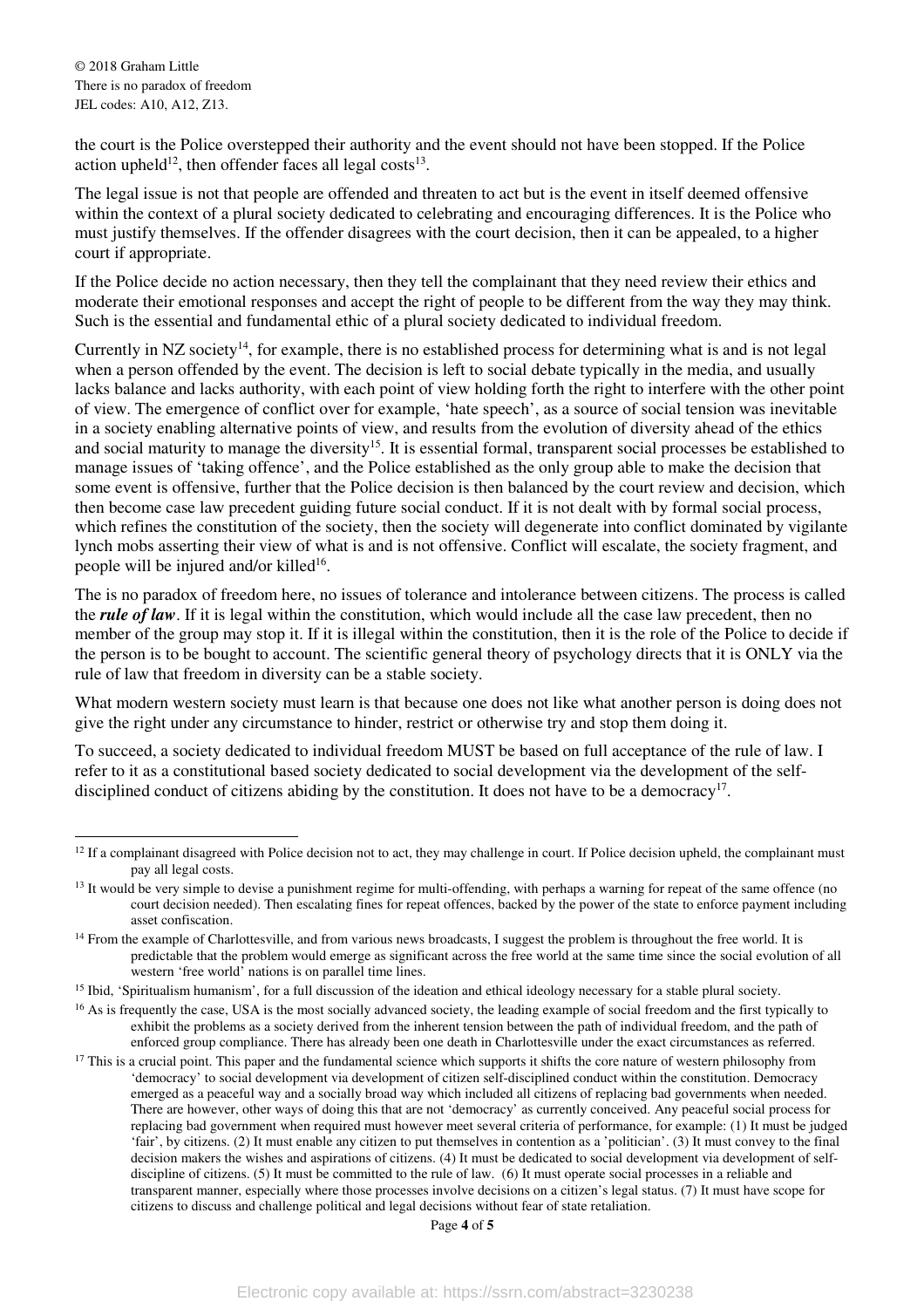the court is the Police overstepped their authority and the event should not have been stopped. If the Police action upheld[12], then offender faces all legal costs[13].

The legal issue is not that people are offended and threaten to act but is the event in itself deemed offensive within the context of a plural society dedicated to celebrating and encouraging differences. It is the Police who must justify themselves. If the offender disagrees with the court decision, then it can be appealed, to a higher court if appropriate.

If the Police decide no action necessary, then they tell the complainant that they need review their ethics and moderate their emotional responses and accept the right of people to be different from the way they may think. Such is the essential and fundamental ethic of a plural society dedicated to individual freedom.

Currently in NZ society[14], for example, there is no established process for determining what is and is not legal when a person offended by the event. The decision is left to social debate typically in the media, and usually lacks balance and lacks authority, with each point of view holding forth the right to interfere with the other point of view. The emergence of conflict over for example, 'hate speech', as a source of social tension was inevitable in a society enabling alternative points of view, and results from the evolution of diversity ahead of the ethics and social maturity to manage the diversity[15]. It is essential formal, transparent social processes be established to manage issues of 'taking offence', and the Police established as the only group able to make the decision that some event is offensive, further that the Police decision is then balanced by the court review and decision, which then become case law precedent guiding future social conduct. If it is not dealt with by formal social process, which refines the constitution of the society, then the society will degenerate into conflict dominated by vigilante lynch mobs asserting their view of what is and is not offensive. Conflict will escalate, the society fragment, and people will be injured and/or killed[16].

The is no paradox of freedom here, no issues of tolerance and intolerance between citizens. The process is called the ***rule of law***. If it is legal within the constitution, which would include all the case law precedent, then no member of the group may stop it. If it is illegal within the constitution, then it is the role of the Police to decide if the person is to be bought to account. The scientific general theory of psychology directs that it is ONLY via the rule of law that freedom in diversity can be a stable society.

What modern western society must learn is that because one does not like what another person is doing does not give the right under any circumstance to hinder, restrict or otherwise try and stop them doing it.

To succeed, a society dedicated to individual freedom MUST be based on full acceptance of the rule of law. I refer to it as a constitutional based society dedicated to social development via the development of the self-disciplined conduct of citizens abiding by the constitution. It does not have to be a democracy[17].

---

[12] If a complainant disagreed with Police decision not to act, they may challenge in court. If Police decision upheld, the complainant must pay all legal costs.

[13] It would be very simple to devise a punishment regime for multi-offending, with perhaps a warning for repeat of the same offence (no court decision needed). Then escalating fines for repeat offences, backed by the power of the state to enforce payment including asset confiscation.

[14] From the example of Charlottesville, and from various news broadcasts, I suggest the problem is throughout the free world. It is predictable that the problem would emerge as significant across the free world at the same time since the social evolution of all western 'free world' nations is on parallel time lines.

[15] Ibid, 'Spiritualism humanism', for a full discussion of the ideation and ethical ideology necessary for a stable plural society.

[16] As is frequently the case, USA is the most socially advanced society, the leading example of social freedom and the first typically to exhibit the problems as a society derived from the inherent tension between the path of individual freedom, and the path of enforced group compliance. There has already been one death in Charlottesville under the exact circumstances as referred.

[17] This is a crucial point. This paper and the fundamental science which supports it shifts the core nature of western philosophy from 'democracy' to social development via development of citizen self-disciplined conduct within the constitution. Democracy emerged as a peaceful way and a socially broad way which included all citizens of replacing bad governments when needed. There are however, other ways of doing this that are not 'democracy' as currently conceived. Any peaceful social process for replacing bad government when required must however meet several criteria of performance, for example: (1) It must be judged 'fair', by citizens. (2) It must enable any citizen to put themselves in contention as a 'politician'. (3) It must convey to the final decision makers the wishes and aspirations of citizens. (4) It must be dedicated to social development via development of self-discipline of citizens. (5) It must be committed to the rule of law. (6) It must operate social processes in a reliable and transparent manner, especially where those processes involve decisions on a citizen's legal status. (7) It must have scope for citizens to discuss and challenge political and legal decisions without fear of state retaliation.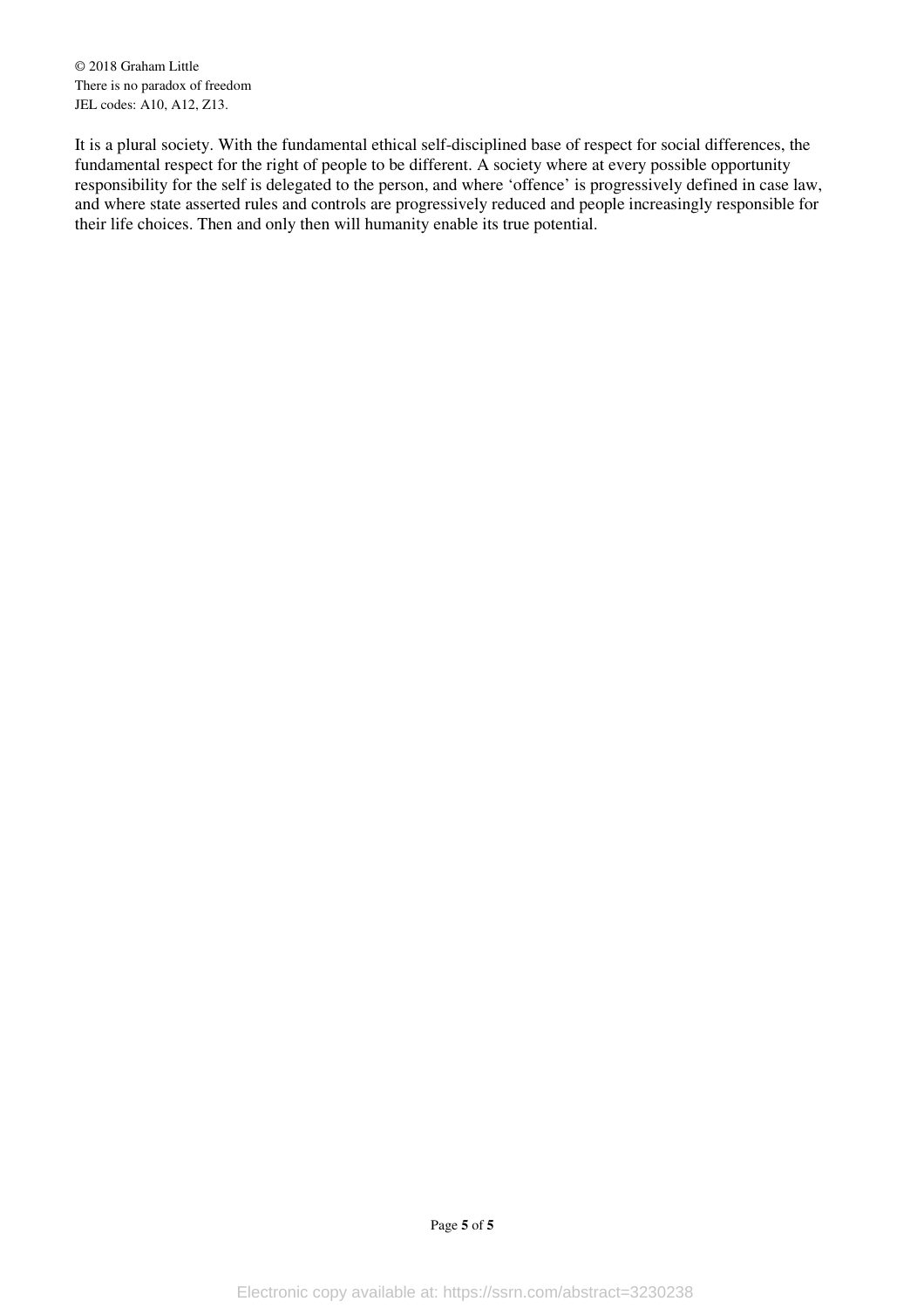It is a plural society. With the fundamental ethical self-disciplined base of respect for social differences, the fundamental respect for the right of people to be different. A society where at every possible opportunity responsibility for the self is delegated to the person, and where 'offence' is progressively defined in case law, and where state asserted rules and controls are progressively reduced and people increasingly responsible for their life choices. Then and only then will humanity enable its true potential.